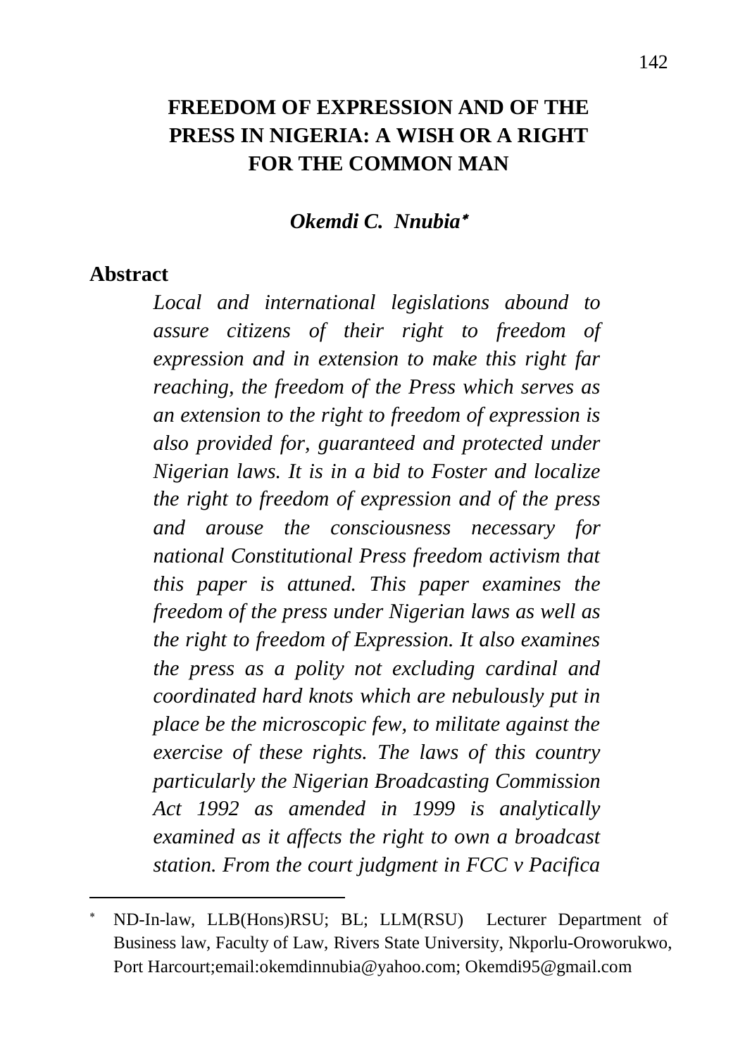# FREEDOM OF EXPRESSION AND OF THE PRESS IN NIGERIA: A WISH OR A RIGHT FOR THE COMMON MAN

***Okemdi C. Nnubia****

## Abstract

*Local and international legislations abound to assure citizens of their right to freedom of expression and in extension to make this right far reaching, the freedom of the Press which serves as an extension to the right to freedom of expression is also provided for, guaranteed and protected under Nigerian laws. It is in a bid to Foster and localize the right to freedom of expression and of the press and arouse the consciousness necessary for national Constitutional Press freedom activism that this paper is attuned. This paper examines the freedom of the press under Nigerian laws as well as the right to freedom of Expression. It also examines the press as a polity not excluding cardinal and coordinated hard knots which are nebulously put in place be the microscopic few, to militate against the exercise of these rights. The laws of this country particularly the Nigerian Broadcasting Commission Act 1992 as amended in 1999 is analytically examined as it affects the right to own a broadcast station. From the court judgment in FCC v Pacifica*

---

\* ND-In-law, LLB(Hons)RSU; BL; LLM(RSU) Lecturer Department of Business law, Faculty of Law, Rivers State University, Nkporlu-Oroworukwo, Port Harcourt;email:okemdinnubia@yahoo.com; Okemdi95@gmail.com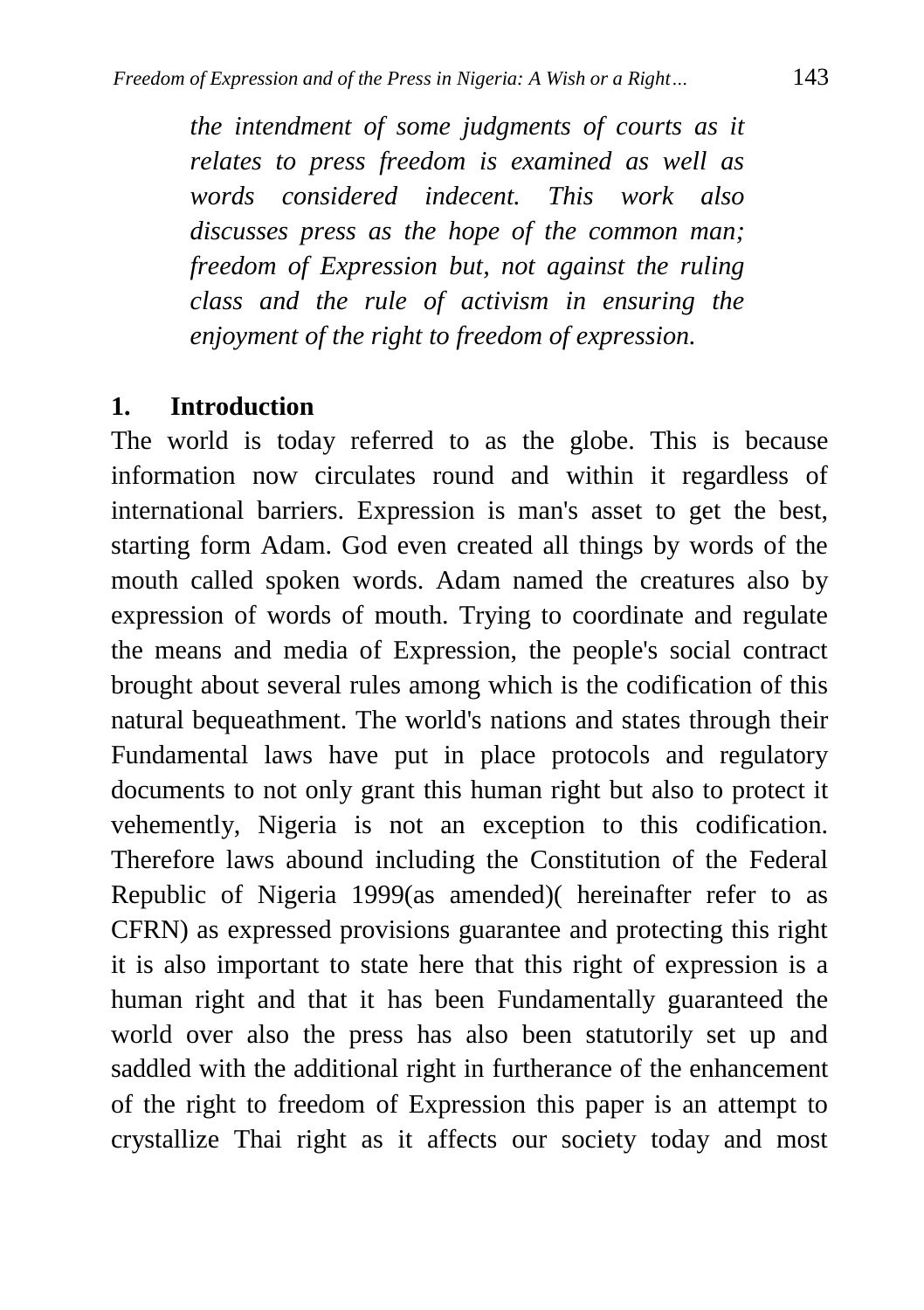*the intendment of some judgments of courts as it relates to press freedom is examined as well as words considered indecent. This work also discusses press as the hope of the common man; freedom of Expression but, not against the ruling class and the rule of activism in ensuring the enjoyment of the right to freedom of expression.*

## 1. Introduction

The world is today referred to as the globe. This is because information now circulates round and within it regardless of international barriers. Expression is man's asset to get the best, starting form Adam. God even created all things by words of the mouth called spoken words. Adam named the creatures also by expression of words of mouth. Trying to coordinate and regulate the means and media of Expression, the people's social contract brought about several rules among which is the codification of this natural bequeathment. The world's nations and states through their Fundamental laws have put in place protocols and regulatory documents to not only grant this human right but also to protect it vehemently, Nigeria is not an exception to this codification. Therefore laws abound including the Constitution of the Federal Republic of Nigeria 1999(as amended)( hereinafter refer to as CFRN) as expressed provisions guarantee and protecting this right it is also important to state here that this right of expression is a human right and that it has been Fundamentally guaranteed the world over also the press has also been statutorily set up and saddled with the additional right in furtherance of the enhancement of the right to freedom of Expression this paper is an attempt to crystallize Thai right as it affects our society today and most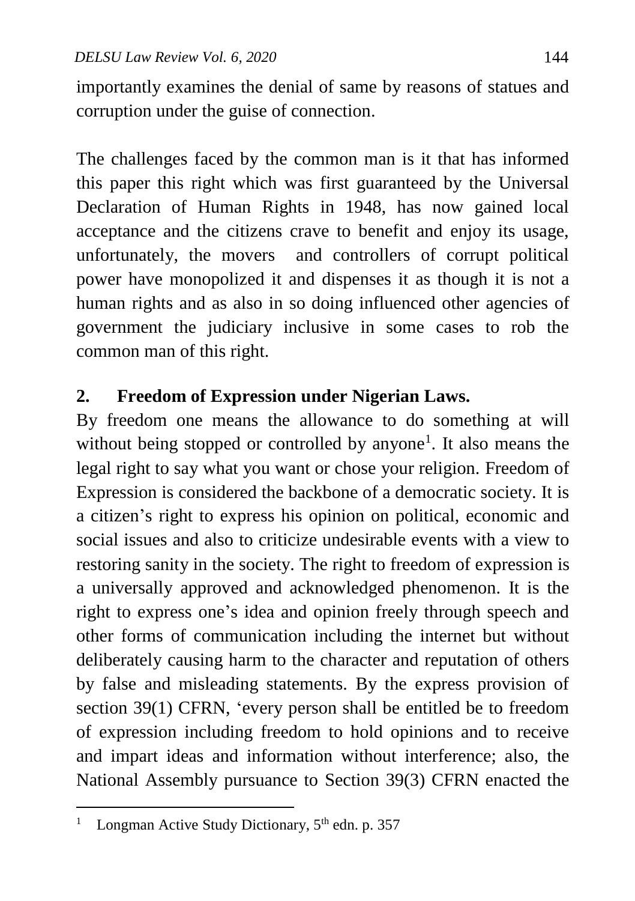importantly examines the denial of same by reasons of statues and corruption under the guise of connection.

The challenges faced by the common man is it that has informed this paper this right which was first guaranteed by the Universal Declaration of Human Rights in 1948, has now gained local acceptance and the citizens crave to benefit and enjoy its usage, unfortunately, the movers and controllers of corrupt political power have monopolized it and dispenses it as though it is not a human rights and as also in so doing influenced other agencies of government the judiciary inclusive in some cases to rob the common man of this right.

## 2. Freedom of Expression under Nigerian Laws.

By freedom one means the allowance to do something at will without being stopped or controlled by anyone[1]. It also means the legal right to say what you want or chose your religion. Freedom of Expression is considered the backbone of a democratic society. It is a citizen's right to express his opinion on political, economic and social issues and also to criticize undesirable events with a view to restoring sanity in the society. The right to freedom of expression is a universally approved and acknowledged phenomenon. It is the right to express one's idea and opinion freely through speech and other forms of communication including the internet but without deliberately causing harm to the character and reputation of others by false and misleading statements. By the express provision of section 39(1) CFRN, 'every person shall be entitled be to freedom of expression including freedom to hold opinions and to receive and impart ideas and information without interference; also, the National Assembly pursuance to Section 39(3) CFRN enacted the

---

[1] Longman Active Study Dictionary, 5th edn. p. 357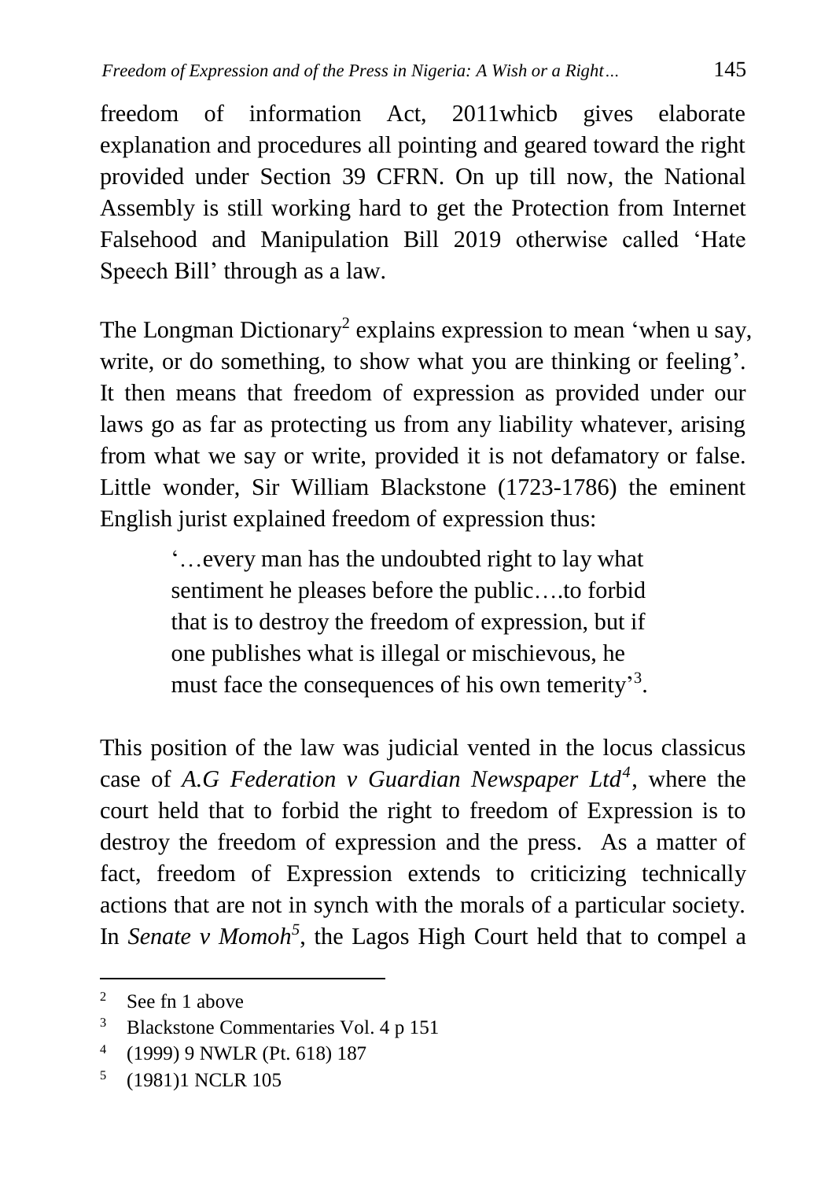freedom of information Act, 2011whicb gives elaborate explanation and procedures all pointing and geared toward the right provided under Section 39 CFRN. On up till now, the National Assembly is still working hard to get the Protection from Internet Falsehood and Manipulation Bill 2019 otherwise called 'Hate Speech Bill' through as a law.

The Longman Dictionary[2] explains expression to mean 'when u say, write, or do something, to show what you are thinking or feeling'. It then means that freedom of expression as provided under our laws go as far as protecting us from any liability whatever, arising from what we say or write, provided it is not defamatory or false. Little wonder, Sir William Blackstone (1723-1786) the eminent English jurist explained freedom of expression thus:

> '…every man has the undoubted right to lay what sentiment he pleases before the public….to forbid that is to destroy the freedom of expression, but if one publishes what is illegal or mischievous, he must face the consequences of his own temerity'[3].

This position of the law was judicial vented in the locus classicus case of *A.G Federation v Guardian Newspaper Ltd*[4], where the court held that to forbid the right to freedom of Expression is to destroy the freedom of expression and the press. As a matter of fact, freedom of Expression extends to criticizing technically actions that are not in synch with the morals of a particular society. In *Senate v Momoh*[5], the Lagos High Court held that to compel a

---

[2] See fn 1 above

[3] Blackstone Commentaries Vol. 4 p 151

[4] (1999) 9 NWLR (Pt. 618) 187

[5] (1981)1 NCLR 105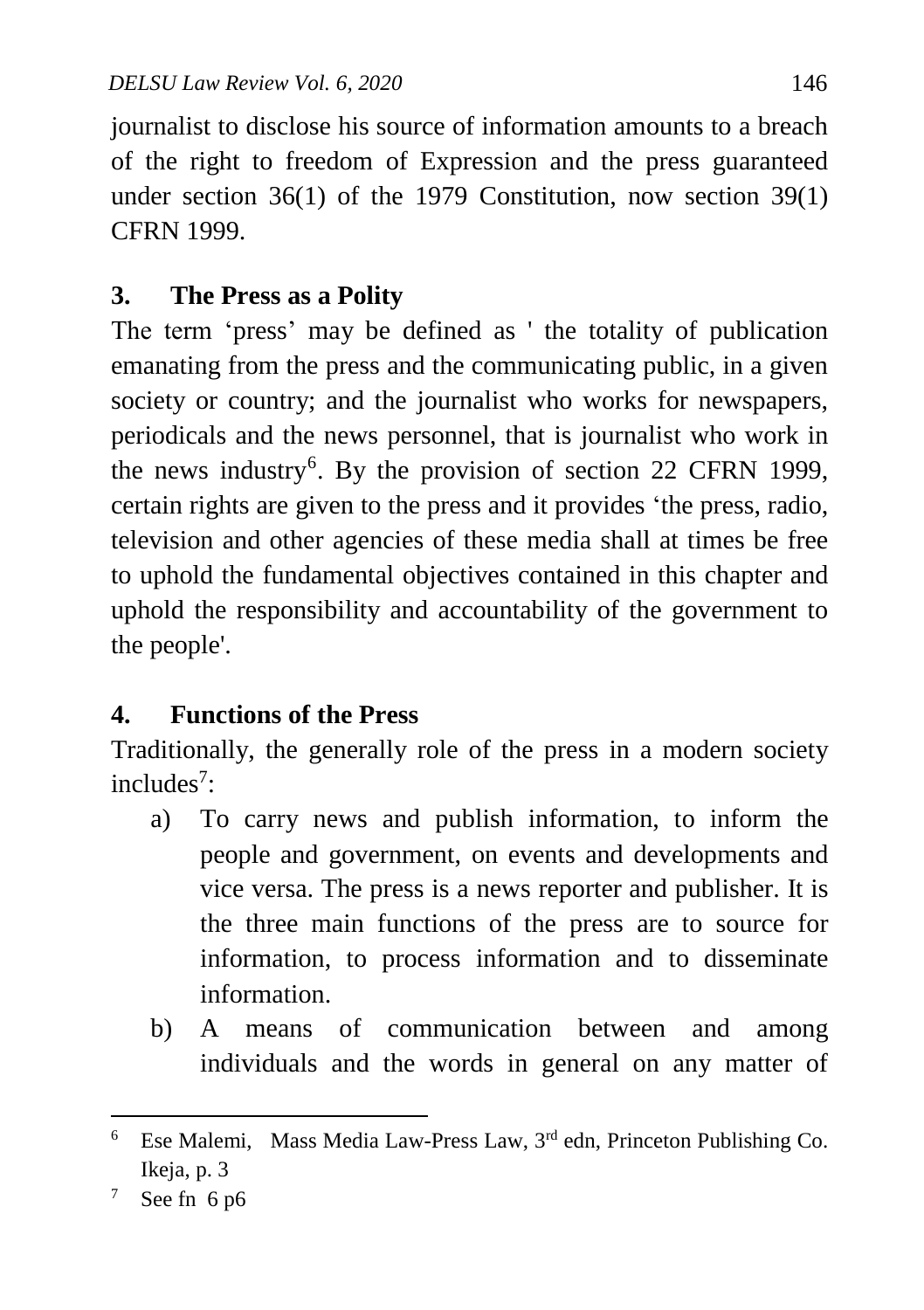journalist to disclose his source of information amounts to a breach of the right to freedom of Expression and the press guaranteed under section 36(1) of the 1979 Constitution, now section 39(1) CFRN 1999.

## 3. The Press as a Polity

The term 'press' may be defined as ' the totality of publication emanating from the press and the communicating public, in a given society or country; and the journalist who works for newspapers, periodicals and the news personnel, that is journalist who work in the news industry[6]. By the provision of section 22 CFRN 1999, certain rights are given to the press and it provides 'the press, radio, television and other agencies of these media shall at times be free to uphold the fundamental objectives contained in this chapter and uphold the responsibility and accountability of the government to the people'.

## 4. Functions of the Press

Traditionally, the generally role of the press in a modern society includes[7]:

a) To carry news and publish information, to inform the people and government, on events and developments and vice versa. The press is a news reporter and publisher. It is the three main functions of the press are to source for information, to process information and to disseminate information.

b) A means of communication between and among individuals and the words in general on any matter of

---

[6] Ese Malemi, Mass Media Law-Press Law, 3rd edn, Princeton Publishing Co. Ikeja, p. 3

[7] See fn 6 p6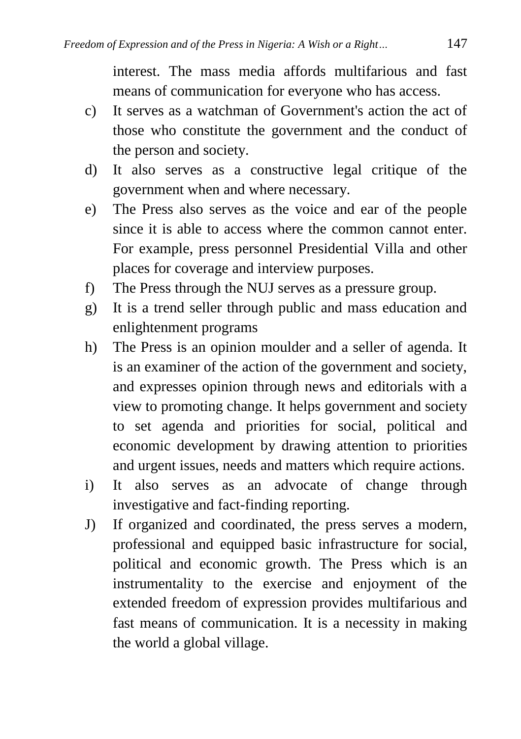interest. The mass media affords multifarious and fast means of communication for everyone who has access.

c) It serves as a watchman of Government's action the act of those who constitute the government and the conduct of the person and society.

d) It also serves as a constructive legal critique of the government when and where necessary.

e) The Press also serves as the voice and ear of the people since it is able to access where the common cannot enter. For example, press personnel Presidential Villa and other places for coverage and interview purposes.

f) The Press through the NUJ serves as a pressure group.

g) It is a trend seller through public and mass education and enlightenment programs

h) The Press is an opinion moulder and a seller of agenda. It is an examiner of the action of the government and society, and expresses opinion through news and editorials with a view to promoting change. It helps government and society to set agenda and priorities for social, political and economic development by drawing attention to priorities and urgent issues, needs and matters which require actions.

i) It also serves as an advocate of change through investigative and fact-finding reporting.

J) If organized and coordinated, the press serves a modern, professional and equipped basic infrastructure for social, political and economic growth. The Press which is an instrumentality to the exercise and enjoyment of the extended freedom of expression provides multifarious and fast means of communication. It is a necessity in making the world a global village.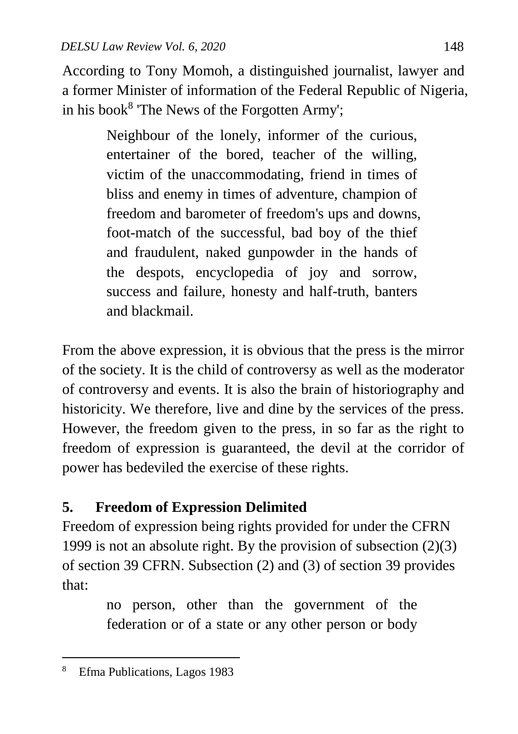According to Tony Momoh, a distinguished journalist, lawyer and a former Minister of information of the Federal Republic of Nigeria, in his book[8] 'The News of the Forgotten Army';

> Neighbour of the lonely, informer of the curious, entertainer of the bored, teacher of the willing, victim of the unaccommodating, friend in times of bliss and enemy in times of adventure, champion of freedom and barometer of freedom's ups and downs, foot-match of the successful, bad boy of the thief and fraudulent, naked gunpowder in the hands of the despots, encyclopedia of joy and sorrow, success and failure, honesty and half-truth, banters and blackmail.

From the above expression, it is obvious that the press is the mirror of the society. It is the child of controversy as well as the moderator of controversy and events. It is also the brain of historiography and historicity. We therefore, live and dine by the services of the press. However, the freedom given to the press, in so far as the right to freedom of expression is guaranteed, the devil at the corridor of power has bedeviled the exercise of these rights.

## 5. Freedom of Expression Delimited

Freedom of expression being rights provided for under the CFRN 1999 is not an absolute right. By the provision of subsection (2)(3) of section 39 CFRN. Subsection (2) and (3) of section 39 provides that:

> no person, other than the government of the federation or of a state or any other person or body

---

[8] Efma Publications, Lagos 1983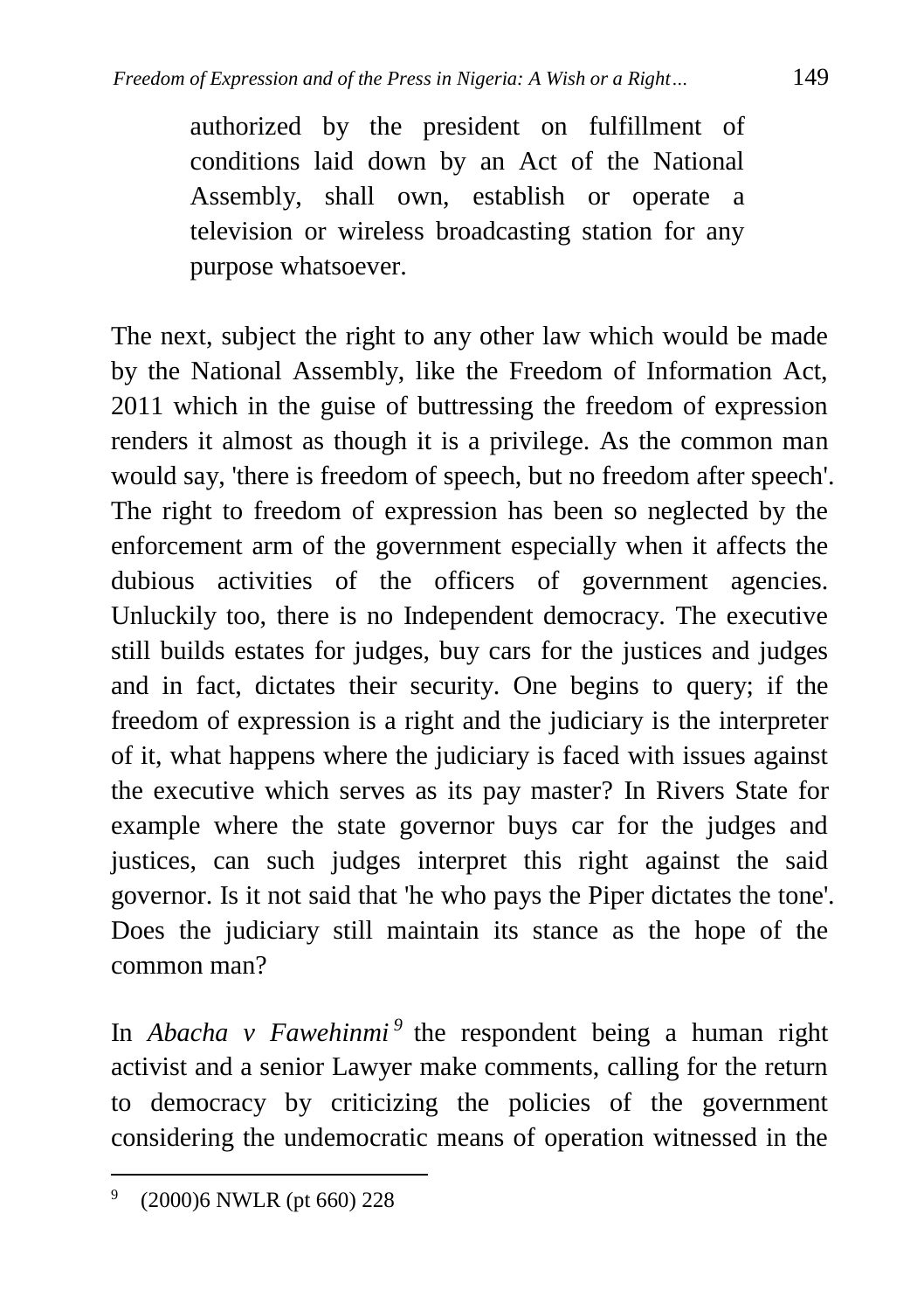> authorized by the president on fulfillment of conditions laid down by an Act of the National Assembly, shall own, establish or operate a television or wireless broadcasting station for any purpose whatsoever.

The next, subject the right to any other law which would be made by the National Assembly, like the Freedom of Information Act, 2011 which in the guise of buttressing the freedom of expression renders it almost as though it is a privilege. As the common man would say, 'there is freedom of speech, but no freedom after speech'. The right to freedom of expression has been so neglected by the enforcement arm of the government especially when it affects the dubious activities of the officers of government agencies. Unluckily too, there is no Independent democracy. The executive still builds estates for judges, buy cars for the justices and judges and in fact, dictates their security. One begins to query; if the freedom of expression is a right and the judiciary is the interpreter of it, what happens where the judiciary is faced with issues against the executive which serves as its pay master? In Rivers State for example where the state governor buys car for the judges and justices, can such judges interpret this right against the said governor. Is it not said that 'he who pays the Piper dictates the tone'. Does the judiciary still maintain its stance as the hope of the common man?

In *Abacha v Fawehinmi* [9] the respondent being a human right activist and a senior Lawyer make comments, calling for the return to democracy by criticizing the policies of the government considering the undemocratic means of operation witnessed in the

---

[9] (2000)6 NWLR (pt 660) 228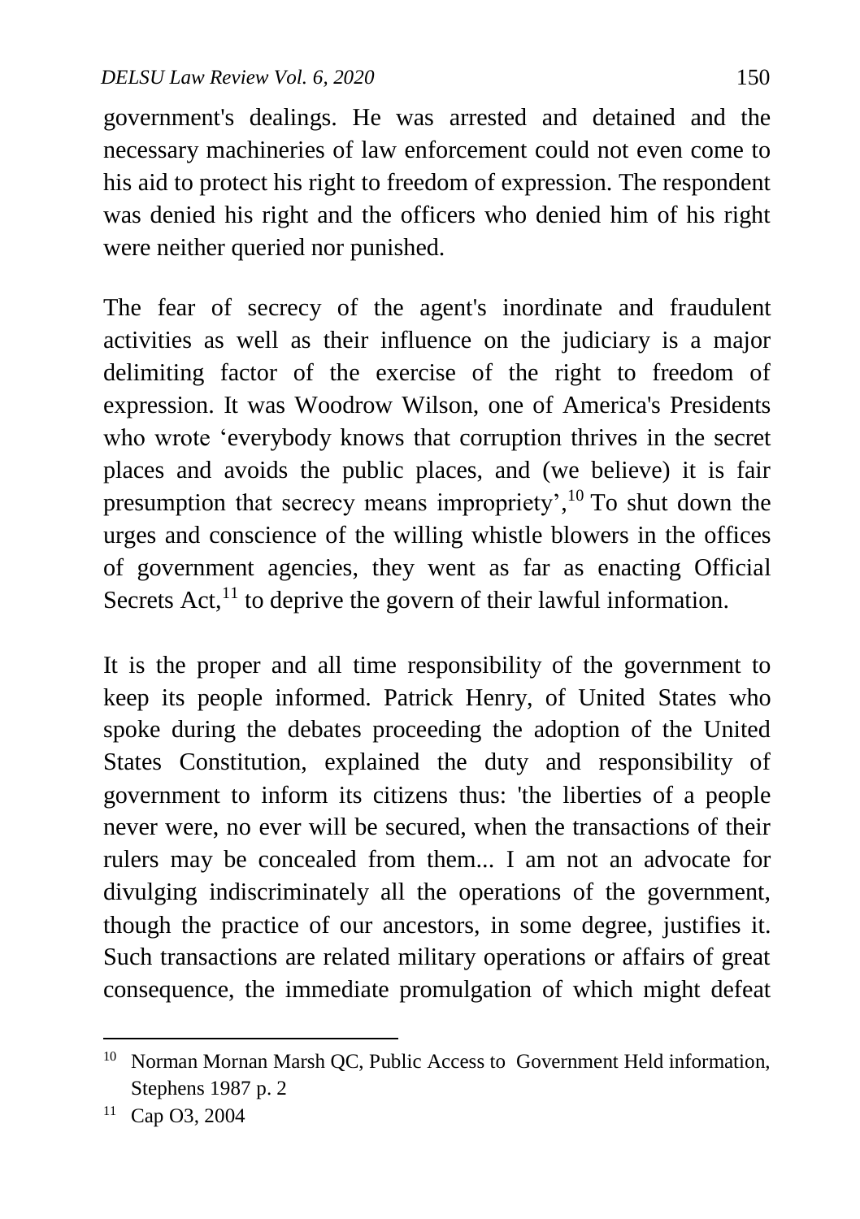government's dealings. He was arrested and detained and the necessary machineries of law enforcement could not even come to his aid to protect his right to freedom of expression. The respondent was denied his right and the officers who denied him of his right were neither queried nor punished.

The fear of secrecy of the agent's inordinate and fraudulent activities as well as their influence on the judiciary is a major delimiting factor of the exercise of the right to freedom of expression. It was Woodrow Wilson, one of America's Presidents who wrote 'everybody knows that corruption thrives in the secret places and avoids the public places, and (we believe) it is fair presumption that secrecy means impropriety',[10] To shut down the urges and conscience of the willing whistle blowers in the offices of government agencies, they went as far as enacting Official Secrets Act,[11] to deprive the govern of their lawful information.

It is the proper and all time responsibility of the government to keep its people informed. Patrick Henry, of United States who spoke during the debates proceeding the adoption of the United States Constitution, explained the duty and responsibility of government to inform its citizens thus: 'the liberties of a people never were, no ever will be secured, when the transactions of their rulers may be concealed from them... I am not an advocate for divulging indiscriminately all the operations of the government, though the practice of our ancestors, in some degree, justifies it. Such transactions are related military operations or affairs of great consequence, the immediate promulgation of which might defeat

---

[10] Norman Mornan Marsh QC, Public Access to Government Held information, Stephens 1987 p. 2

[11] Cap O3, 2004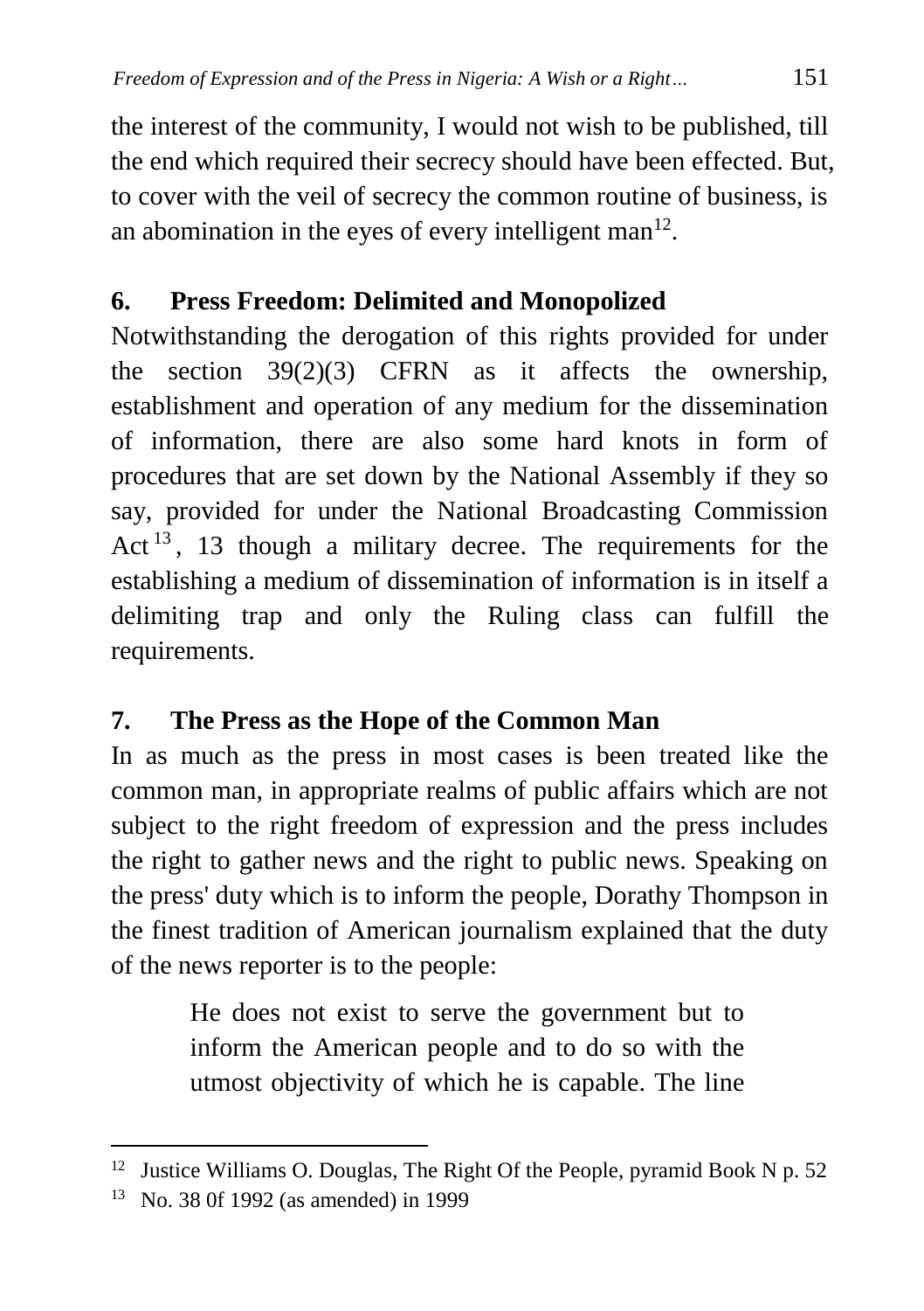the interest of the community, I would not wish to be published, till the end which required their secrecy should have been effected. But, to cover with the veil of secrecy the common routine of business, is an abomination in the eyes of every intelligent man[12].

## 6. Press Freedom: Delimited and Monopolized

Notwithstanding the derogation of this rights provided for under the section 39(2)(3) CFRN as it affects the ownership, establishment and operation of any medium for the dissemination of information, there are also some hard knots in form of procedures that are set down by the National Assembly if they so say, provided for under the National Broadcasting Commission Act [13], 13 though a military decree. The requirements for the establishing a medium of dissemination of information is in itself a delimiting trap and only the Ruling class can fulfill the requirements.

## 7. The Press as the Hope of the Common Man

In as much as the press in most cases is been treated like the common man, in appropriate realms of public affairs which are not subject to the right freedom of expression and the press includes the right to gather news and the right to public news. Speaking on the press' duty which is to inform the people, Dorathy Thompson in the finest tradition of American journalism explained that the duty of the news reporter is to the people:

> He does not exist to serve the government but to inform the American people and to do so with the utmost objectivity of which he is capable. The line

---

[12] Justice Williams O. Douglas, The Right Of the People, pyramid Book N p. 52

[13] No. 38 0f 1992 (as amended) in 1999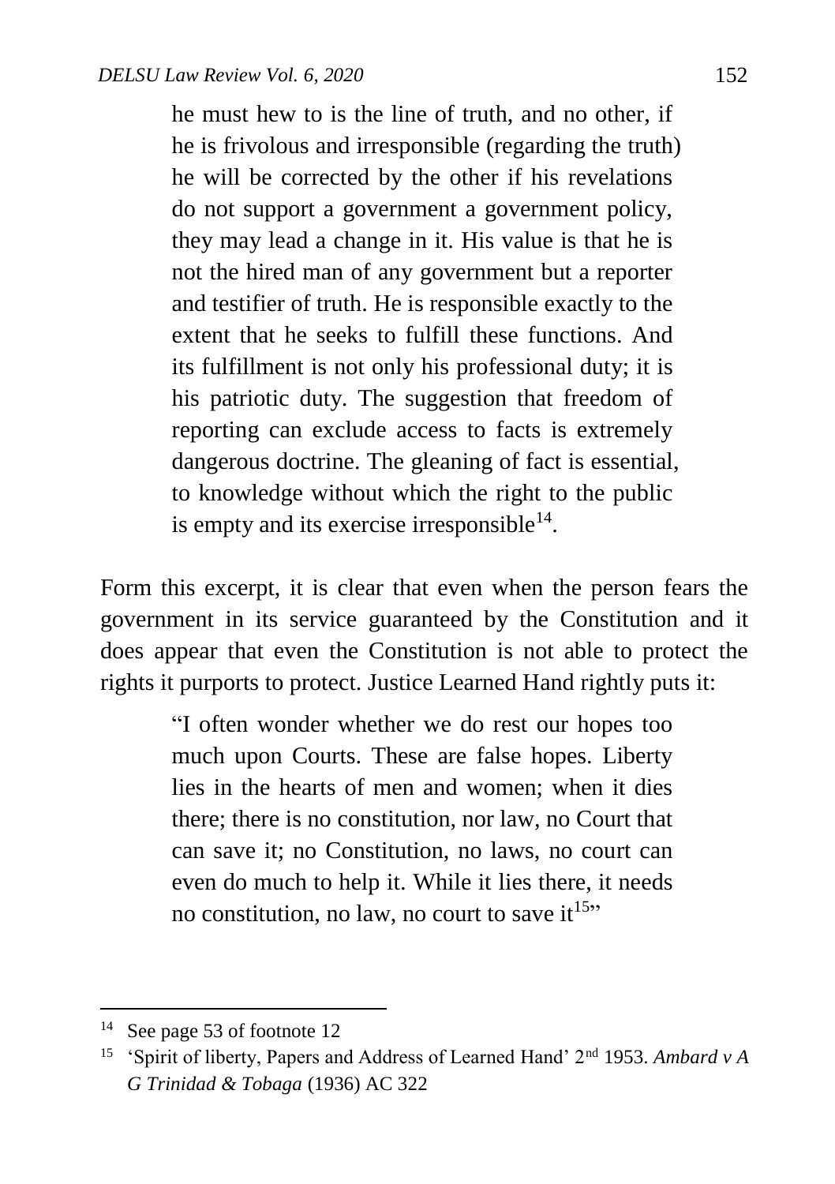> he must hew to is the line of truth, and no other, if he is frivolous and irresponsible (regarding the truth) he will be corrected by the other if his revelations do not support a government a government policy, they may lead a change in it. His value is that he is not the hired man of any government but a reporter and testifier of truth. He is responsible exactly to the extent that he seeks to fulfill these functions. And its fulfillment is not only his professional duty; it is his patriotic duty. The suggestion that freedom of reporting can exclude access to facts is extremely dangerous doctrine. The gleaning of fact is essential, to knowledge without which the right to the public is empty and its exercise irresponsible[14].

Form this excerpt, it is clear that even when the person fears the government in its service guaranteed by the Constitution and it does appear that even the Constitution is not able to protect the rights it purports to protect. Justice Learned Hand rightly puts it:

> "I often wonder whether we do rest our hopes too much upon Courts. These are false hopes. Liberty lies in the hearts of men and women; when it dies there; there is no constitution, nor law, no Court that can save it; no Constitution, no laws, no court can even do much to help it. While it lies there, it needs no constitution, no law, no court to save it[15]"

---

[14] See page 53 of footnote 12

[15] 'Spirit of liberty, Papers and Address of Learned Hand' 2nd 1953. *Ambard v A G Trinidad & Tobaga* (1936) AC 322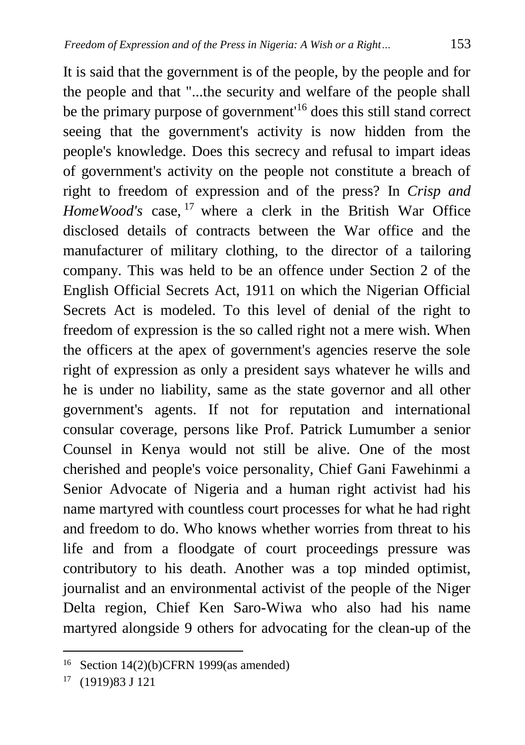It is said that the government is of the people, by the people and for the people and that "...the security and welfare of the people shall be the primary purpose of government'[16] does this still stand correct seeing that the government's activity is now hidden from the people's knowledge. Does this secrecy and refusal to impart ideas of government's activity on the people not constitute a breach of right to freedom of expression and of the press? In *Crisp and HomeWood's* case,[17] where a clerk in the British War Office disclosed details of contracts between the War office and the manufacturer of military clothing, to the director of a tailoring company. This was held to be an offence under Section 2 of the English Official Secrets Act, 1911 on which the Nigerian Official Secrets Act is modeled. To this level of denial of the right to freedom of expression is the so called right not a mere wish. When the officers at the apex of government's agencies reserve the sole right of expression as only a president says whatever he wills and he is under no liability, same as the state governor and all other government's agents. If not for reputation and international consular coverage, persons like Prof. Patrick Lumumber a senior Counsel in Kenya would not still be alive. One of the most cherished and people's voice personality, Chief Gani Fawehinmi a Senior Advocate of Nigeria and a human right activist had his name martyred with countless court processes for what he had right and freedom to do. Who knows whether worries from threat to his life and from a floodgate of court proceedings pressure was contributory to his death. Another was a top minded optimist, journalist and an environmental activist of the people of the Niger Delta region, Chief Ken Saro-Wiwa who also had his name martyred alongside 9 others for advocating for the clean-up of the

---

[16] Section 14(2)(b)CFRN 1999(as amended)

[17] (1919)83 J 121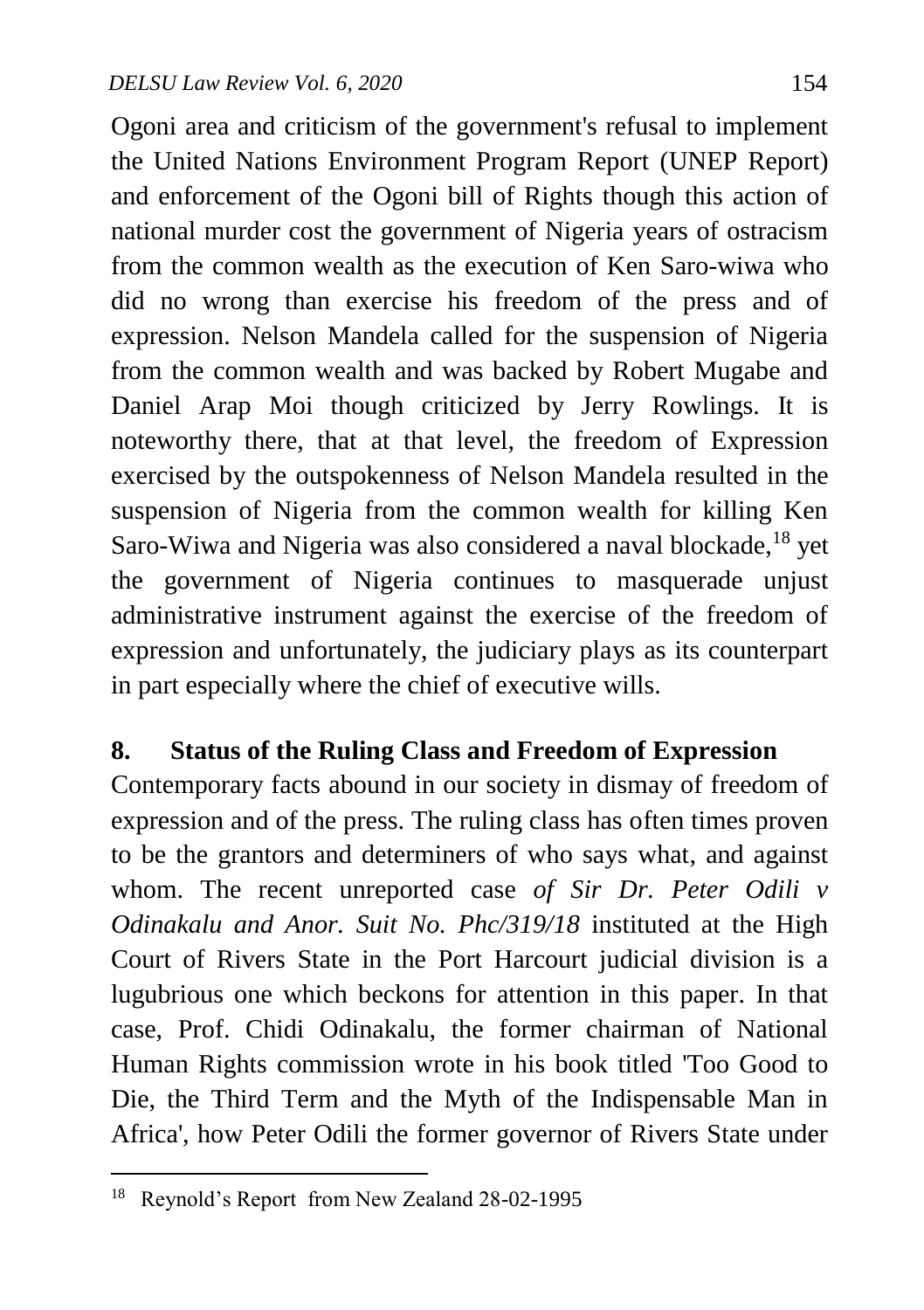Ogoni area and criticism of the government's refusal to implement the United Nations Environment Program Report (UNEP Report) and enforcement of the Ogoni bill of Rights though this action of national murder cost the government of Nigeria years of ostracism from the common wealth as the execution of Ken Saro-wiwa who did no wrong than exercise his freedom of the press and of expression. Nelson Mandela called for the suspension of Nigeria from the common wealth and was backed by Robert Mugabe and Daniel Arap Moi though criticized by Jerry Rowlings. It is noteworthy there, that at that level, the freedom of Expression exercised by the outspokenness of Nelson Mandela resulted in the suspension of Nigeria from the common wealth for killing Ken Saro-Wiwa and Nigeria was also considered a naval blockade,[18] yet the government of Nigeria continues to masquerade unjust administrative instrument against the exercise of the freedom of expression and unfortunately, the judiciary plays as its counterpart in part especially where the chief of executive wills.

## 8. Status of the Ruling Class and Freedom of Expression

Contemporary facts abound in our society in dismay of freedom of expression and of the press. The ruling class has often times proven to be the grantors and determiners of who says what, and against whom. The recent unreported case *of Sir Dr. Peter Odili v Odinakalu and Anor. Suit No. Phc/319/18* instituted at the High Court of Rivers State in the Port Harcourt judicial division is a lugubrious one which beckons for attention in this paper. In that case, Prof. Chidi Odinakalu, the former chairman of National Human Rights commission wrote in his book titled 'Too Good to Die, the Third Term and the Myth of the Indispensable Man in Africa', how Peter Odili the former governor of Rivers State under

---

[18] Reynold's Report from New Zealand 28-02-1995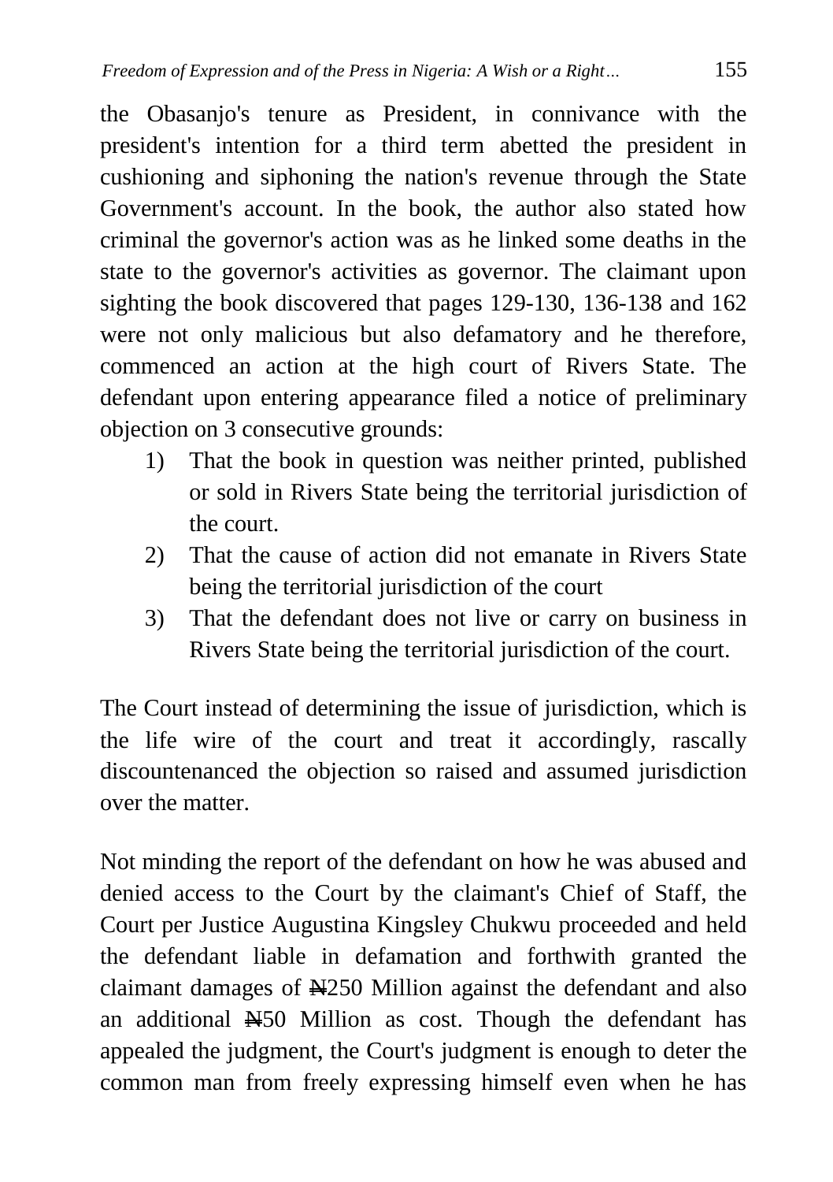the Obasanjo's tenure as President, in connivance with the president's intention for a third term abetted the president in cushioning and siphoning the nation's revenue through the State Government's account. In the book, the author also stated how criminal the governor's action was as he linked some deaths in the state to the governor's activities as governor. The claimant upon sighting the book discovered that pages 129-130, 136-138 and 162 were not only malicious but also defamatory and he therefore, commenced an action at the high court of Rivers State. The defendant upon entering appearance filed a notice of preliminary objection on 3 consecutive grounds:

1) That the book in question was neither printed, published or sold in Rivers State being the territorial jurisdiction of the court.
2) That the cause of action did not emanate in Rivers State being the territorial jurisdiction of the court
3) That the defendant does not live or carry on business in Rivers State being the territorial jurisdiction of the court.

The Court instead of determining the issue of jurisdiction, which is the life wire of the court and treat it accordingly, rascally discountenanced the objection so raised and assumed jurisdiction over the matter.

Not minding the report of the defendant on how he was abused and denied access to the Court by the claimant's Chief of Staff, the Court per Justice Augustina Kingsley Chukwu proceeded and held the defendant liable in defamation and forthwith granted the claimant damages of ₦250 Million against the defendant and also an additional ₦50 Million as cost. Though the defendant has appealed the judgment, the Court's judgment is enough to deter the common man from freely expressing himself even when he has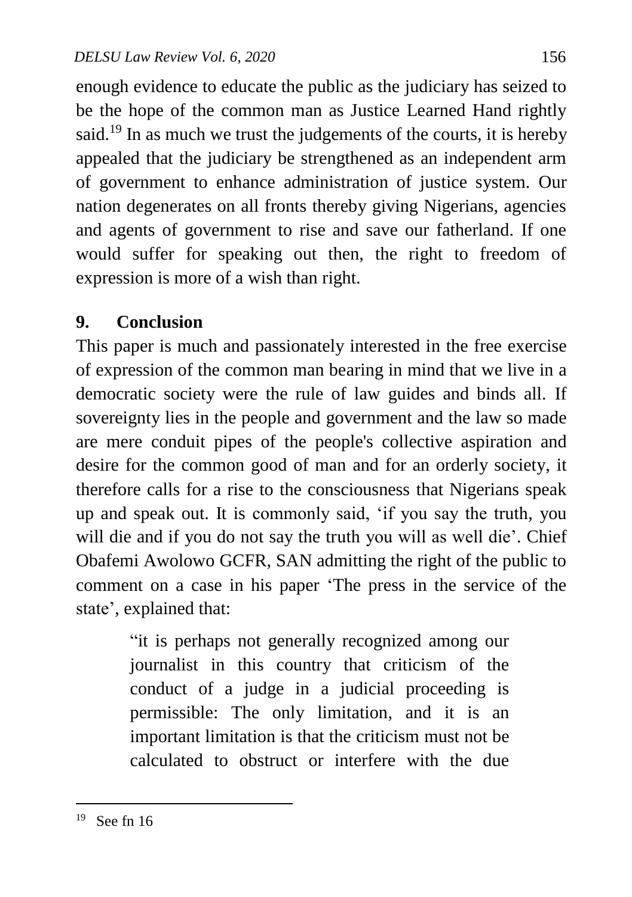enough evidence to educate the public as the judiciary has seized to be the hope of the common man as Justice Learned Hand rightly said.[19] In as much we trust the judgements of the courts, it is hereby appealed that the judiciary be strengthened as an independent arm of government to enhance administration of justice system. Our nation degenerates on all fronts thereby giving Nigerians, agencies and agents of government to rise and save our fatherland. If one would suffer for speaking out then, the right to freedom of expression is more of a wish than right.

## 9. Conclusion

This paper is much and passionately interested in the free exercise of expression of the common man bearing in mind that we live in a democratic society were the rule of law guides and binds all. If sovereignty lies in the people and government and the law so made are mere conduit pipes of the people's collective aspiration and desire for the common good of man and for an orderly society, it therefore calls for a rise to the consciousness that Nigerians speak up and speak out. It is commonly said, 'if you say the truth, you will die and if you do not say the truth you will as well die'. Chief Obafemi Awolowo GCFR, SAN admitting the right of the public to comment on a case in his paper 'The press in the service of the state', explained that:

> "it is perhaps not generally recognized among our journalist in this country that criticism of the conduct of a judge in a judicial proceeding is permissible: The only limitation, and it is an important limitation is that the criticism must not be calculated to obstruct or interfere with the due

---

[19] See fn 16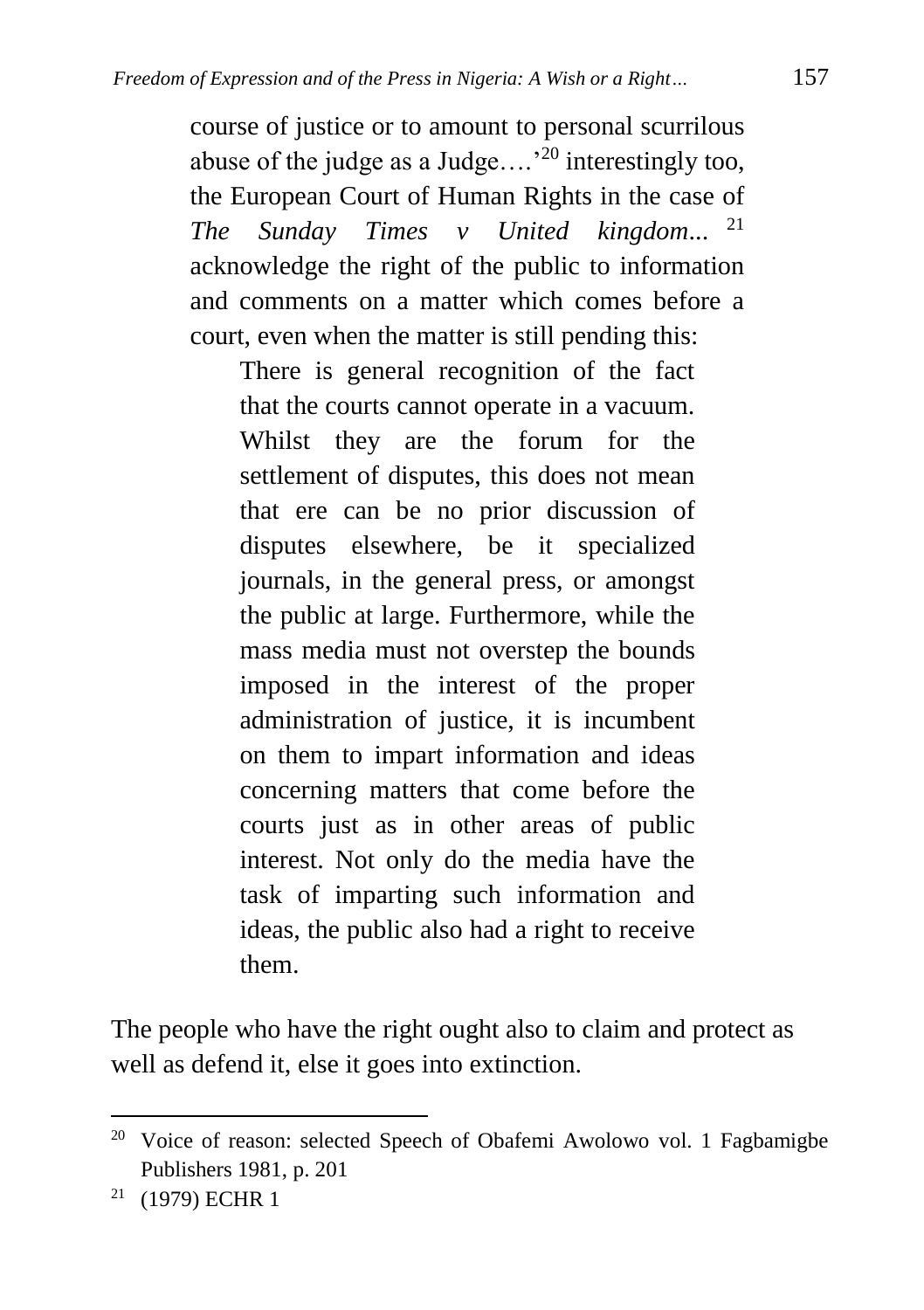course of justice or to amount to personal scurrilous abuse of the judge as a Judge….'[20] interestingly too, the European Court of Human Rights in the case of *The Sunday Times v United kingdom*...[21] acknowledge the right of the public to information and comments on a matter which comes before a court, even when the matter is still pending this:

> There is general recognition of the fact that the courts cannot operate in a vacuum. Whilst they are the forum for the settlement of disputes, this does not mean that ere can be no prior discussion of disputes elsewhere, be it specialized journals, in the general press, or amongst the public at large. Furthermore, while the mass media must not overstep the bounds imposed in the interest of the proper administration of justice, it is incumbent on them to impart information and ideas concerning matters that come before the courts just as in other areas of public interest. Not only do the media have the task of imparting such information and ideas, the public also had a right to receive them.

The people who have the right ought also to claim and protect as well as defend it, else it goes into extinction.

---

[20] Voice of reason: selected Speech of Obafemi Awolowo vol. 1 Fagbamigbe Publishers 1981, p. 201

[21] (1979) ECHR 1